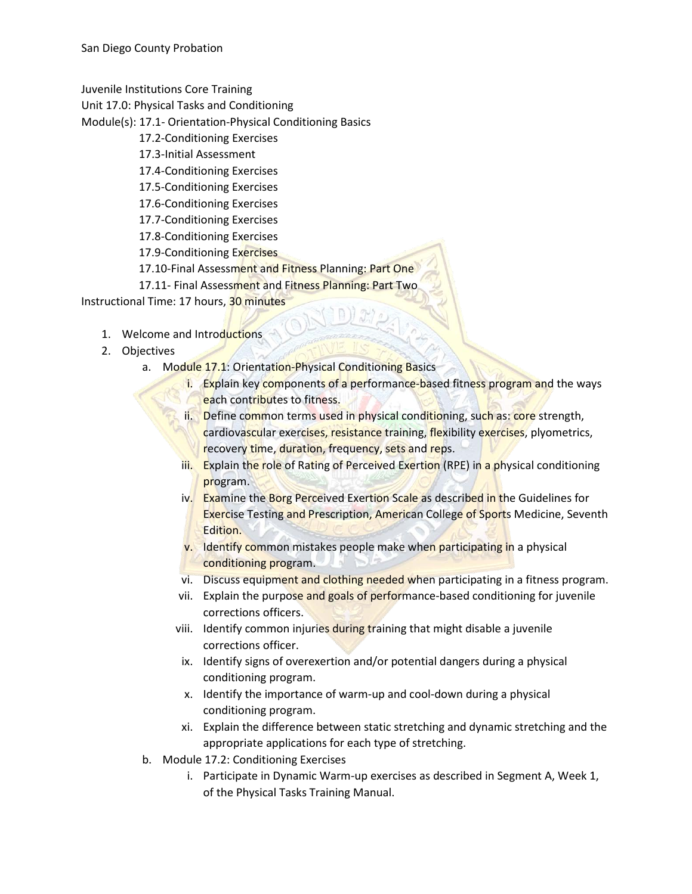San Diego County Probation

Juvenile Institutions Core Training
Unit 17.0: Physical Tasks and Conditioning
Module(s): 17.1- Orientation-Physical Conditioning Basics
17.2-Conditioning Exercises
17.3-Initial Assessment
17.4-Conditioning Exercises
17.5-Conditioning Exercises
17.6-Conditioning Exercises
17.7-Conditioning Exercises
17.8-Conditioning Exercises
17.9-Conditioning Exercises
17.10-Final Assessment and Fitness Planning: Part One
17.11- Final Assessment and Fitness Planning: Part Two
Instructional Time: 17 hours, 30 minutes

1. Welcome and Introductions
2. Objectives
    a. Module 17.1: Orientation-Physical Conditioning Basics
        i. Explain key components of a performance-based fitness program and the ways each contributes to fitness.
        ii. Define common terms used in physical conditioning, such as: core strength, cardiovascular exercises, resistance training, flexibility exercises, plyometrics, recovery time, duration, frequency, sets and reps.
        iii. Explain the role of Rating of Perceived Exertion (RPE) in a physical conditioning program.
        iv. Examine the Borg Perceived Exertion Scale as described in the Guidelines for Exercise Testing and Prescription, American College of Sports Medicine, Seventh Edition.
        v. Identify common mistakes people make when participating in a physical conditioning program.
        vi. Discuss equipment and clothing needed when participating in a fitness program.
        vii. Explain the purpose and goals of performance-based conditioning for juvenile corrections officers.
        viii. Identify common injuries during training that might disable a juvenile corrections officer.
        ix. Identify signs of overexertion and/or potential dangers during a physical conditioning program.
        x. Identify the importance of warm-up and cool-down during a physical conditioning program.
        xi. Explain the difference between static stretching and dynamic stretching and the appropriate applications for each type of stretching.
    b. Module 17.2: Conditioning Exercises
        i. Participate in Dynamic Warm-up exercises as described in Segment A, Week 1, of the Physical Tasks Training Manual.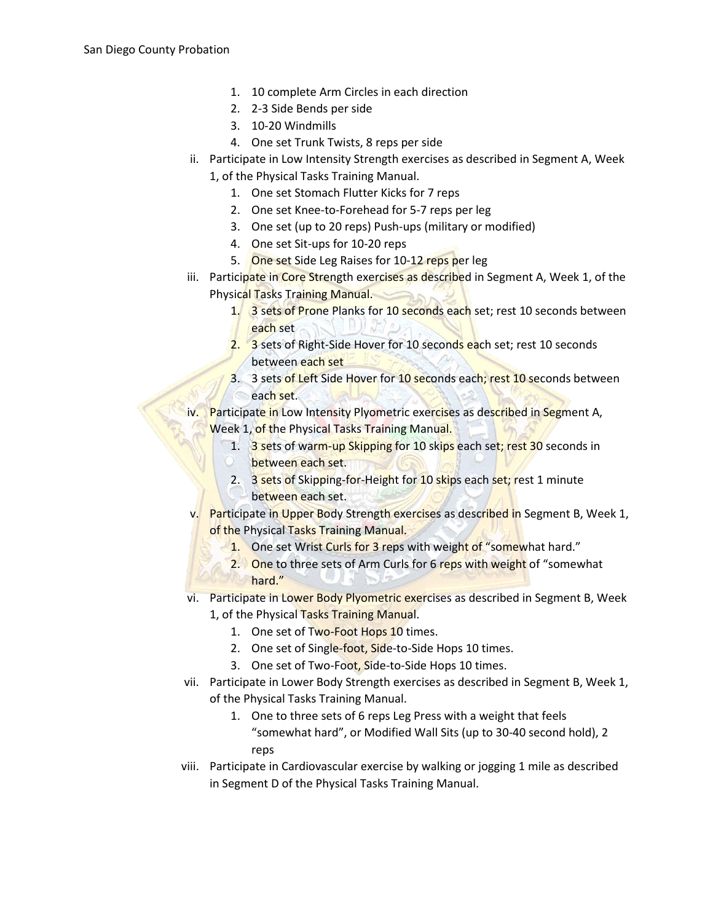1. 10 complete Arm Circles in each direction
2. 2-3 Side Bends per side
3. 10-20 Windmills
4. One set Trunk Twists, 8 reps per side

ii. Participate in Low Intensity Strength exercises as described in Segment A, Week 1, of the Physical Tasks Training Manual.
   1. One set Stomach Flutter Kicks for 7 reps
   2. One set Knee-to-Forehead for 5-7 reps per leg
   3. One set (up to 20 reps) Push-ups (military or modified)
   4. One set Sit-ups for 10-20 reps
   5. One set Side Leg Raises for 10-12 reps per leg

iii. Participate in Core Strength exercises as described in Segment A, Week 1, of the Physical Tasks Training Manual.
   1. 3 sets of Prone Planks for 10 seconds each set; rest 10 seconds between each set
   2. 3 sets of Right-Side Hover for 10 seconds each set; rest 10 seconds between each set
   3. 3 sets of Left Side Hover for 10 seconds each; rest 10 seconds between each set.

iv. Participate in Low Intensity Plyometric exercises as described in Segment A, Week 1, of the Physical Tasks Training Manual.
   1. 3 sets of warm-up Skipping for 10 skips each set; rest 30 seconds in between each set.
   2. 3 sets of Skipping-for-Height for 10 skips each set; rest 1 minute between each set.

v. Participate in Upper Body Strength exercises as described in Segment B, Week 1, of the Physical Tasks Training Manual.
   1. One set Wrist Curls for 3 reps with weight of "somewhat hard."
   2. One to three sets of Arm Curls for 6 reps with weight of "somewhat hard."

vi. Participate in Lower Body Plyometric exercises as described in Segment B, Week 1, of the Physical Tasks Training Manual.
   1. One set of Two-Foot Hops 10 times.
   2. One set of Single-foot, Side-to-Side Hops 10 times.
   3. One set of Two-Foot, Side-to-Side Hops 10 times.

vii. Participate in Lower Body Strength exercises as described in Segment B, Week 1, of the Physical Tasks Training Manual.
   1. One to three sets of 6 reps Leg Press with a weight that feels "somewhat hard", or Modified Wall Sits (up to 30-40 second hold), 2 reps

viii. Participate in Cardiovascular exercise by walking or jogging 1 mile as described in Segment D of the Physical Tasks Training Manual.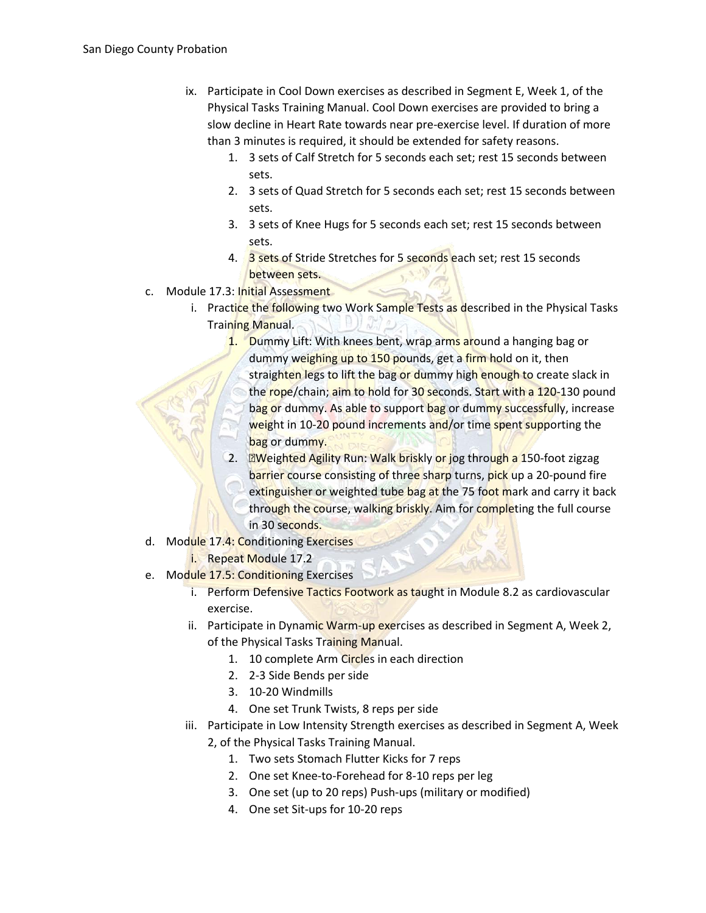ix. Participate in Cool Down exercises as described in Segment E, Week 1, of the Physical Tasks Training Manual. Cool Down exercises are provided to bring a slow decline in Heart Rate towards near pre-exercise level. If duration of more than 3 minutes is required, it should be extended for safety reasons.
   1. 3 sets of Calf Stretch for 5 seconds each set; rest 15 seconds between sets.
   2. 3 sets of Quad Stretch for 5 seconds each set; rest 15 seconds between sets.
   3. 3 sets of Knee Hugs for 5 seconds each set; rest 15 seconds between sets.
   4. 3 sets of Stride Stretches for 5 seconds each set; rest 15 seconds between sets.

c. Module 17.3: Initial Assessment
   i. Practice the following two Work Sample Tests as described in the Physical Tasks Training Manual.
      1. Dummy Lift: With knees bent, wrap arms around a hanging bag or dummy weighing up to 150 pounds, get a firm hold on it, then straighten legs to lift the bag or dummy high enough to create slack in the rope/chain; aim to hold for 30 seconds. Start with a 120-130 pound bag or dummy. As able to support bag or dummy successfully, increase weight in 10-20 pound increments and/or time spent supporting the bag or dummy.
      2. Weighted Agility Run: Walk briskly or jog through a 150-foot zigzag barrier course consisting of three sharp turns, pick up a 20-pound fire extinguisher or weighted tube bag at the 75 foot mark and carry it back through the course, walking briskly. Aim for completing the full course in 30 seconds.

d. Module 17.4: Conditioning Exercises
   i. Repeat Module 17.2

e. Module 17.5: Conditioning Exercises
   i. Perform Defensive Tactics Footwork as taught in Module 8.2 as cardiovascular exercise.
   ii. Participate in Dynamic Warm-up exercises as described in Segment A, Week 2, of the Physical Tasks Training Manual.
      1. 10 complete Arm Circles in each direction
      2. 2-3 Side Bends per side
      3. 10-20 Windmills
      4. One set Trunk Twists, 8 reps per side
   iii. Participate in Low Intensity Strength exercises as described in Segment A, Week 2, of the Physical Tasks Training Manual.
      1. Two sets Stomach Flutter Kicks for 7 reps
      2. One set Knee-to-Forehead for 8-10 reps per leg
      3. One set (up to 20 reps) Push-ups (military or modified)
      4. One set Sit-ups for 10-20 reps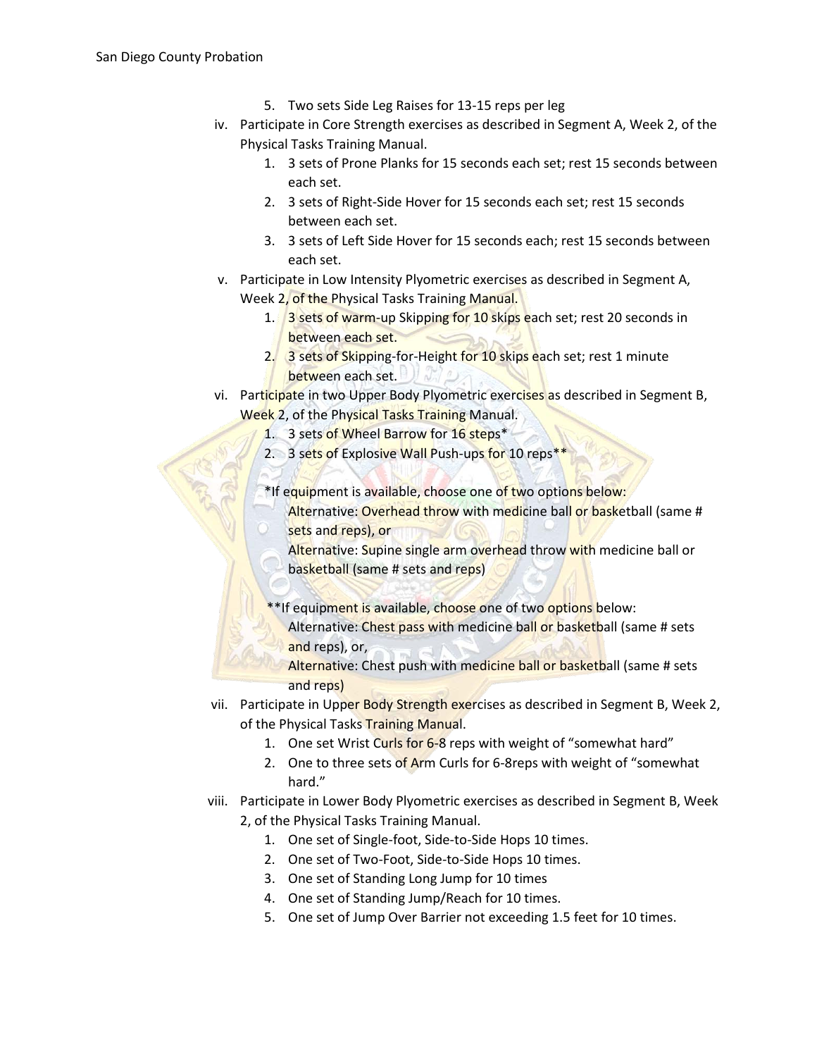5. Two sets Side Leg Raises for 13-15 reps per leg

iv. Participate in Core Strength exercises as described in Segment A, Week 2, of the Physical Tasks Training Manual.
   1. 3 sets of Prone Planks for 15 seconds each set; rest 15 seconds between each set.
   2. 3 sets of Right-Side Hover for 15 seconds each set; rest 15 seconds between each set.
   3. 3 sets of Left Side Hover for 15 seconds each; rest 15 seconds between each set.

v. Participate in Low Intensity Plyometric exercises as described in Segment A, Week 2, of the Physical Tasks Training Manual.
   1. 3 sets of warm-up Skipping for 10 skips each set; rest 20 seconds in between each set.
   2. 3 sets of Skipping-for-Height for 10 skips each set; rest 1 minute between each set.

vi. Participate in two Upper Body Plyometric exercises as described in Segment B, Week 2, of the Physical Tasks Training Manual.
   1. 3 sets of Wheel Barrow for 16 steps*
   2. 3 sets of Explosive Wall Push-ups for 10 reps**

   *If equipment is available, choose one of two options below:
   Alternative: Overhead throw with medicine ball or basketball (same # sets and reps), or
   Alternative: Supine single arm overhead throw with medicine ball or basketball (same # sets and reps)

   **If equipment is available, choose one of two options below:
   Alternative: Chest pass with medicine ball or basketball (same # sets and reps), or,
   Alternative: Chest push with medicine ball or basketball (same # sets and reps)

vii. Participate in Upper Body Strength exercises as described in Segment B, Week 2, of the Physical Tasks Training Manual.
   1. One set Wrist Curls for 6-8 reps with weight of "somewhat hard"
   2. One to three sets of Arm Curls for 6-8reps with weight of "somewhat hard."

viii. Participate in Lower Body Plyometric exercises as described in Segment B, Week 2, of the Physical Tasks Training Manual.
   1. One set of Single-foot, Side-to-Side Hops 10 times.
   2. One set of Two-Foot, Side-to-Side Hops 10 times.
   3. One set of Standing Long Jump for 10 times
   4. One set of Standing Jump/Reach for 10 times.
   5. One set of Jump Over Barrier not exceeding 1.5 feet for 10 times.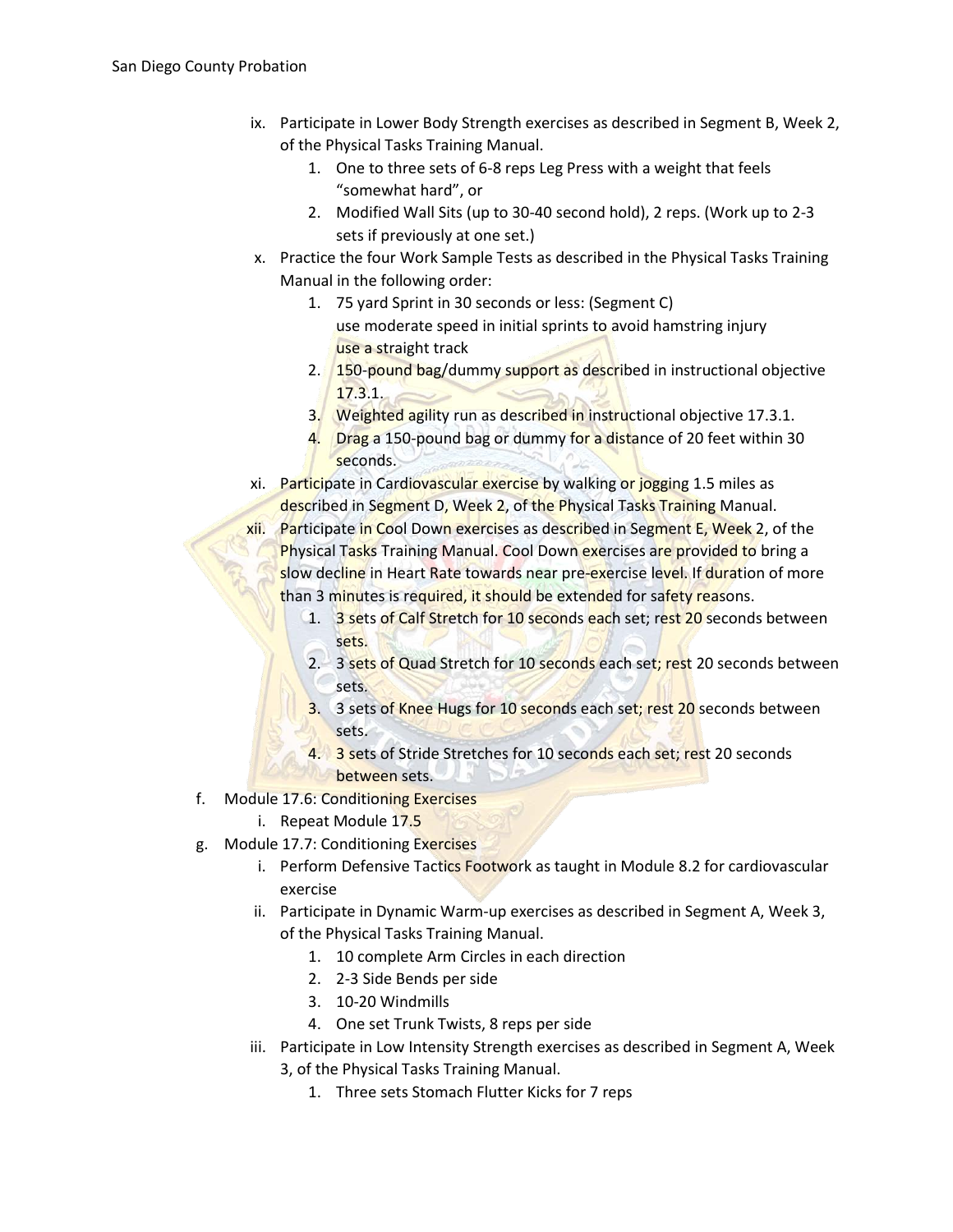ix. Participate in Lower Body Strength exercises as described in Segment B, Week 2, of the Physical Tasks Training Manual.
   1. One to three sets of 6-8 reps Leg Press with a weight that feels “somewhat hard”, or
   2. Modified Wall Sits (up to 30-40 second hold), 2 reps. (Work up to 2-3 sets if previously at one set.)

x. Practice the four Work Sample Tests as described in the Physical Tasks Training Manual in the following order:
   1. 75 yard Sprint in 30 seconds or less: (Segment C)
      use moderate speed in initial sprints to avoid hamstring injury
      use a straight track
   2. 150-pound bag/dummy support as described in instructional objective 17.3.1.
   3. Weighted agility run as described in instructional objective 17.3.1.
   4. Drag a 150-pound bag or dummy for a distance of 20 feet within 30 seconds.

xi. Participate in Cardiovascular exercise by walking or jogging 1.5 miles as described in Segment D, Week 2, of the Physical Tasks Training Manual.

xii. Participate in Cool Down exercises as described in Segment E, Week 2, of the Physical Tasks Training Manual. Cool Down exercises are provided to bring a slow decline in Heart Rate towards near pre-exercise level. If duration of more than 3 minutes is required, it should be extended for safety reasons.
   1. 3 sets of Calf Stretch for 10 seconds each set; rest 20 seconds between sets.
   2. 3 sets of Quad Stretch for 10 seconds each set; rest 20 seconds between sets.
   3. 3 sets of Knee Hugs for 10 seconds each set; rest 20 seconds between sets.
   4. 3 sets of Stride Stretches for 10 seconds each set; rest 20 seconds between sets.

f. Module 17.6: Conditioning Exercises
   i. Repeat Module 17.5

g. Module 17.7: Conditioning Exercises
   i. Perform Defensive Tactics Footwork as taught in Module 8.2 for cardiovascular exercise
   ii. Participate in Dynamic Warm-up exercises as described in Segment A, Week 3, of the Physical Tasks Training Manual.
      1. 10 complete Arm Circles in each direction
      2. 2-3 Side Bends per side
      3. 10-20 Windmills
      4. One set Trunk Twists, 8 reps per side
   iii. Participate in Low Intensity Strength exercises as described in Segment A, Week 3, of the Physical Tasks Training Manual.
      1. Three sets Stomach Flutter Kicks for 7 reps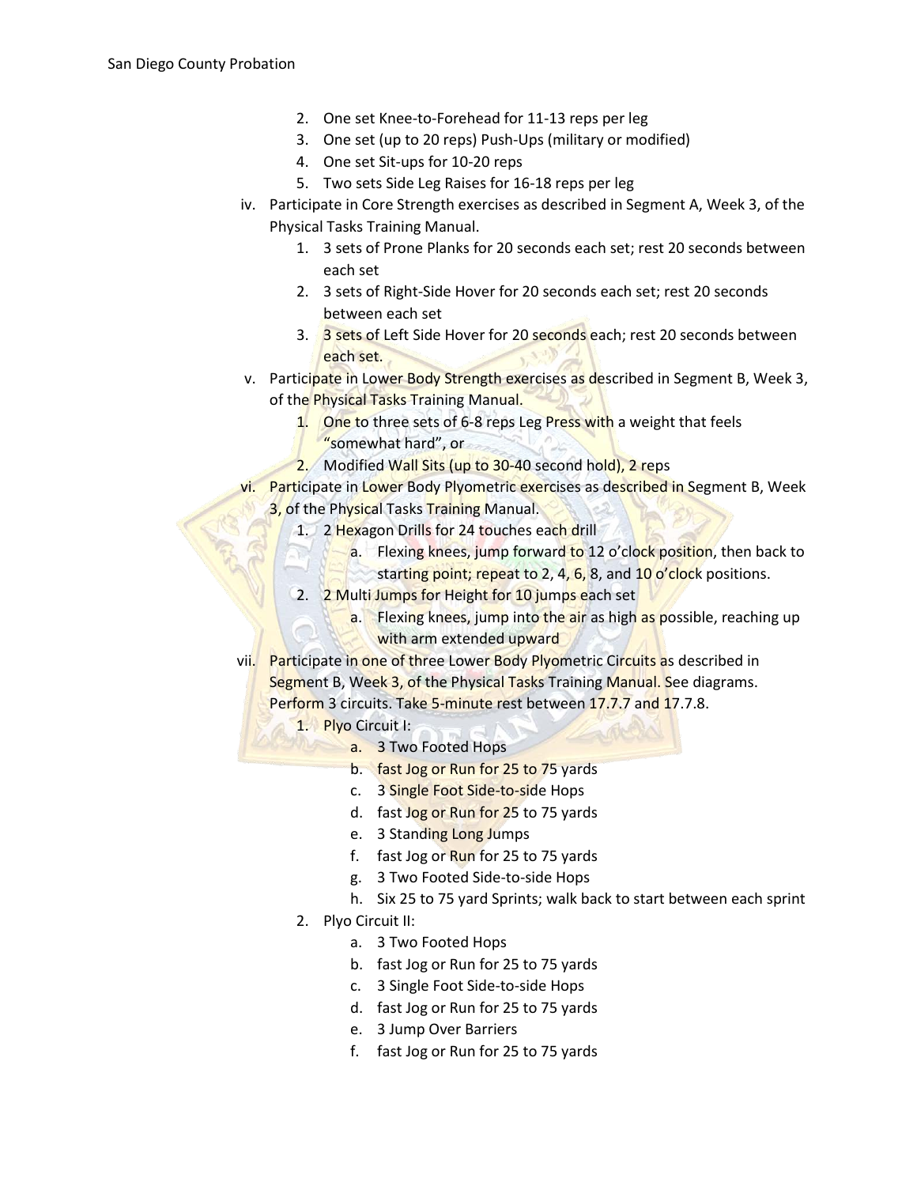2. One set Knee-to-Forehead for 11-13 reps per leg
3. One set (up to 20 reps) Push-Ups (military or modified)
4. One set Sit-ups for 10-20 reps
5. Two sets Side Leg Raises for 16-18 reps per leg

iv. Participate in Core Strength exercises as described in Segment A, Week 3, of the Physical Tasks Training Manual.
   1. 3 sets of Prone Planks for 20 seconds each set; rest 20 seconds between each set
   2. 3 sets of Right-Side Hover for 20 seconds each set; rest 20 seconds between each set
   3. 3 sets of Left Side Hover for 20 seconds each; rest 20 seconds between each set.

v. Participate in Lower Body Strength exercises as described in Segment B, Week 3, of the Physical Tasks Training Manual.
   1. One to three sets of 6-8 reps Leg Press with a weight that feels "somewhat hard", or
   2. Modified Wall Sits (up to 30-40 second hold), 2 reps

vi. Participate in Lower Body Plyometric exercises as described in Segment B, Week 3, of the Physical Tasks Training Manual.
   1. 2 Hexagon Drills for 24 touches each drill
      a. Flexing knees, jump forward to 12 o'clock position, then back to starting point; repeat to 2, 4, 6, 8, and 10 o'clock positions.
   2. 2 Multi Jumps for Height for 10 jumps each set
      a. Flexing knees, jump into the air as high as possible, reaching up with arm extended upward

vii. Participate in one of three Lower Body Plyometric Circuits as described in Segment B, Week 3, of the Physical Tasks Training Manual. See diagrams. Perform 3 circuits. Take 5-minute rest between 17.7.7 and 17.7.8.
   1. Plyo Circuit I:
      a. 3 Two Footed Hops
      b. fast Jog or Run for 25 to 75 yards
      c. 3 Single Foot Side-to-side Hops
      d. fast Jog or Run for 25 to 75 yards
      e. 3 Standing Long Jumps
      f. fast Jog or Run for 25 to 75 yards
      g. 3 Two Footed Side-to-side Hops
      h. Six 25 to 75 yard Sprints; walk back to start between each sprint
   2. Plyo Circuit II:
      a. 3 Two Footed Hops
      b. fast Jog or Run for 25 to 75 yards
      c. 3 Single Foot Side-to-side Hops
      d. fast Jog or Run for 25 to 75 yards
      e. 3 Jump Over Barriers
      f. fast Jog or Run for 25 to 75 yards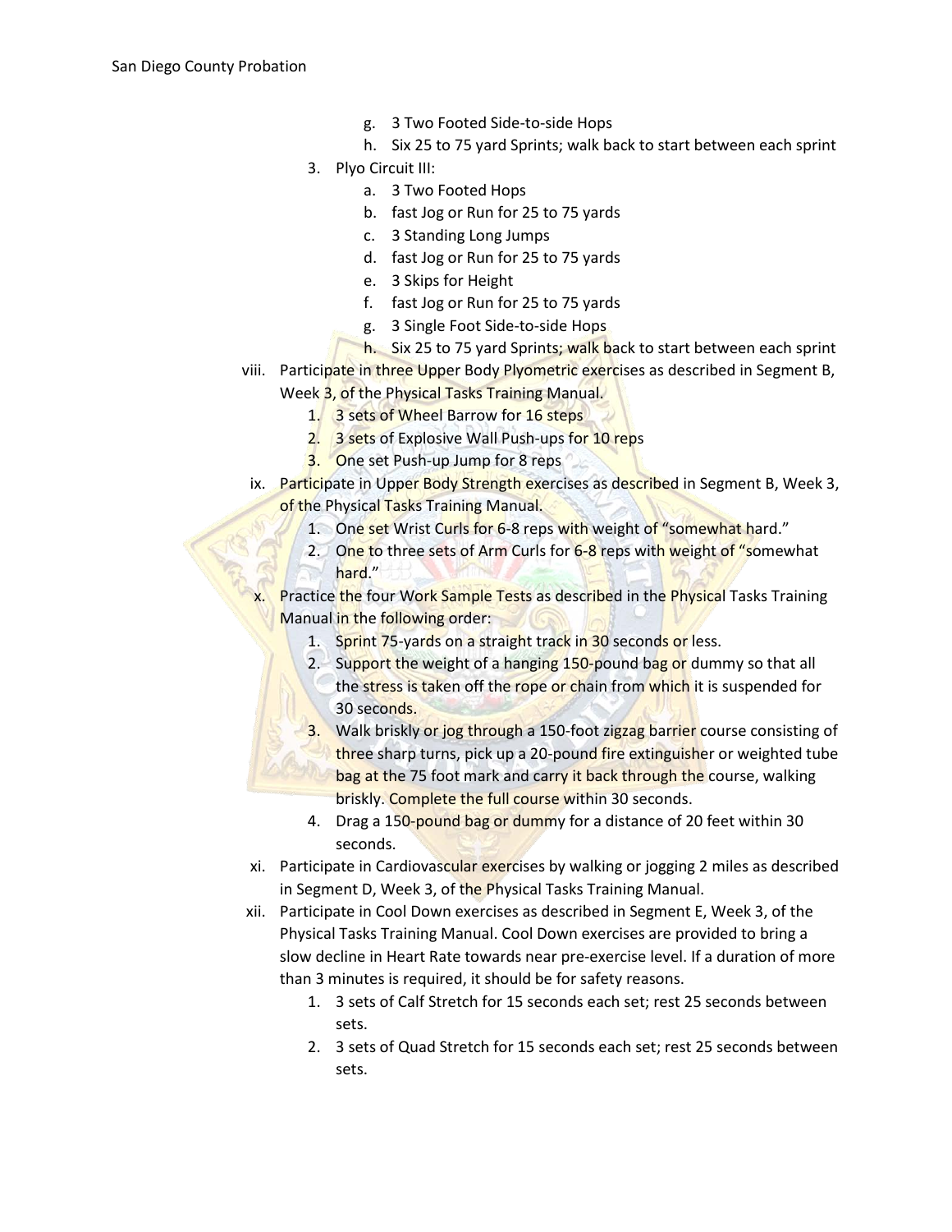g. 3 Two Footed Side-to-side Hops
   h. Six 25 to 75 yard Sprints; walk back to start between each sprint
3. Plyo Circuit III:
   a. 3 Two Footed Hops
   b. fast Jog or Run for 25 to 75 yards
   c. 3 Standing Long Jumps
   d. fast Jog or Run for 25 to 75 yards
   e. 3 Skips for Height
   f. fast Jog or Run for 25 to 75 yards
   g. 3 Single Foot Side-to-side Hops
   h. Six 25 to 75 yard Sprints; walk back to start between each sprint

viii. Participate in three Upper Body Plyometric exercises as described in Segment B, Week 3, of the Physical Tasks Training Manual.
   1. 3 sets of Wheel Barrow for 16 steps
   2. 3 sets of Explosive Wall Push-ups for 10 reps
   3. One set Push-up Jump for 8 reps

ix. Participate in Upper Body Strength exercises as described in Segment B, Week 3, of the Physical Tasks Training Manual.
   1. One set Wrist Curls for 6-8 reps with weight of "somewhat hard."
   2. One to three sets of Arm Curls for 6-8 reps with weight of "somewhat hard."

x. Practice the four Work Sample Tests as described in the Physical Tasks Training Manual in the following order:
   1. Sprint 75-yards on a straight track in 30 seconds or less.
   2. Support the weight of a hanging 150-pound bag or dummy so that all the stress is taken off the rope or chain from which it is suspended for 30 seconds.
   3. Walk briskly or jog through a 150-foot zigzag barrier course consisting of three sharp turns, pick up a 20-pound fire extinguisher or weighted tube bag at the 75 foot mark and carry it back through the course, walking briskly. Complete the full course within 30 seconds.
   4. Drag a 150-pound bag or dummy for a distance of 20 feet within 30 seconds.

xi. Participate in Cardiovascular exercises by walking or jogging 2 miles as described in Segment D, Week 3, of the Physical Tasks Training Manual.

xii. Participate in Cool Down exercises as described in Segment E, Week 3, of the Physical Tasks Training Manual. Cool Down exercises are provided to bring a slow decline in Heart Rate towards near pre-exercise level. If a duration of more than 3 minutes is required, it should be for safety reasons.
   1. 3 sets of Calf Stretch for 15 seconds each set; rest 25 seconds between sets.
   2. 3 sets of Quad Stretch for 15 seconds each set; rest 25 seconds between sets.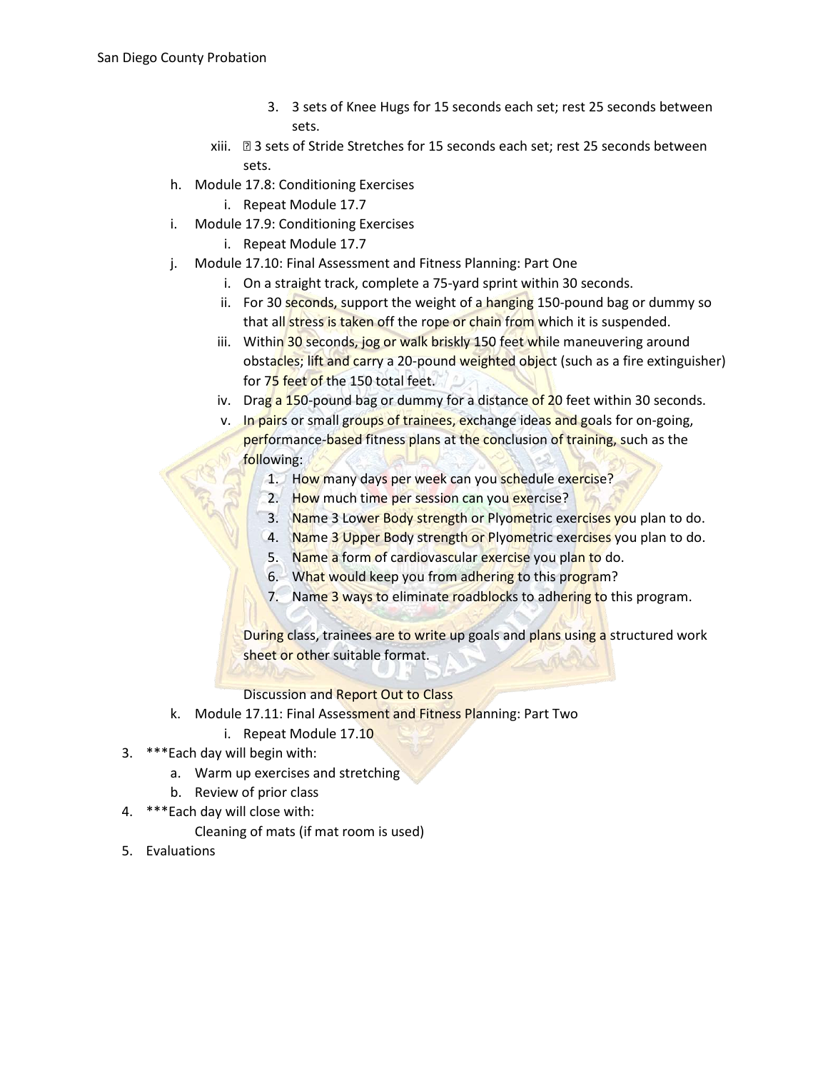3. 3 sets of Knee Hugs for 15 seconds each set; rest 25 seconds between sets.

xiii. 3 sets of Stride Stretches for 15 seconds each set; rest 25 seconds between sets.

h. Module 17.8: Conditioning Exercises
   i. Repeat Module 17.7
i. Module 17.9: Conditioning Exercises
   i. Repeat Module 17.7
j. Module 17.10: Final Assessment and Fitness Planning: Part One
   i. On a straight track, complete a 75-yard sprint within 30 seconds.
   ii. For 30 seconds, support the weight of a hanging 150-pound bag or dummy so that all stress is taken off the rope or chain from which it is suspended.
   iii. Within 30 seconds, jog or walk briskly 150 feet while maneuvering around obstacles; lift and carry a 20-pound weighted object (such as a fire extinguisher) for 75 feet of the 150 total feet.
   iv. Drag a 150-pound bag or dummy for a distance of 20 feet within 30 seconds.
   v. In pairs or small groups of trainees, exchange ideas and goals for on-going, performance-based fitness plans at the conclusion of training, such as the following:
      1. How many days per week can you schedule exercise?
      2. How much time per session can you exercise?
      3. Name 3 Lower Body strength or Plyometric exercises you plan to do.
      4. Name 3 Upper Body strength or Plyometric exercises you plan to do.
      5. Name a form of cardiovascular exercise you plan to do.
      6. What would keep you from adhering to this program?
      7. Name 3 ways to eliminate roadblocks to adhering to this program.

      During class, trainees are to write up goals and plans using a structured work sheet or other suitable format.

      Discussion and Report Out to Class
k. Module 17.11: Final Assessment and Fitness Planning: Part Two
   i. Repeat Module 17.10

3. ***Each day will begin with:
   a. Warm up exercises and stretching
   b. Review of prior class
4. ***Each day will close with:
   Cleaning of mats (if mat room is used)
5. Evaluations